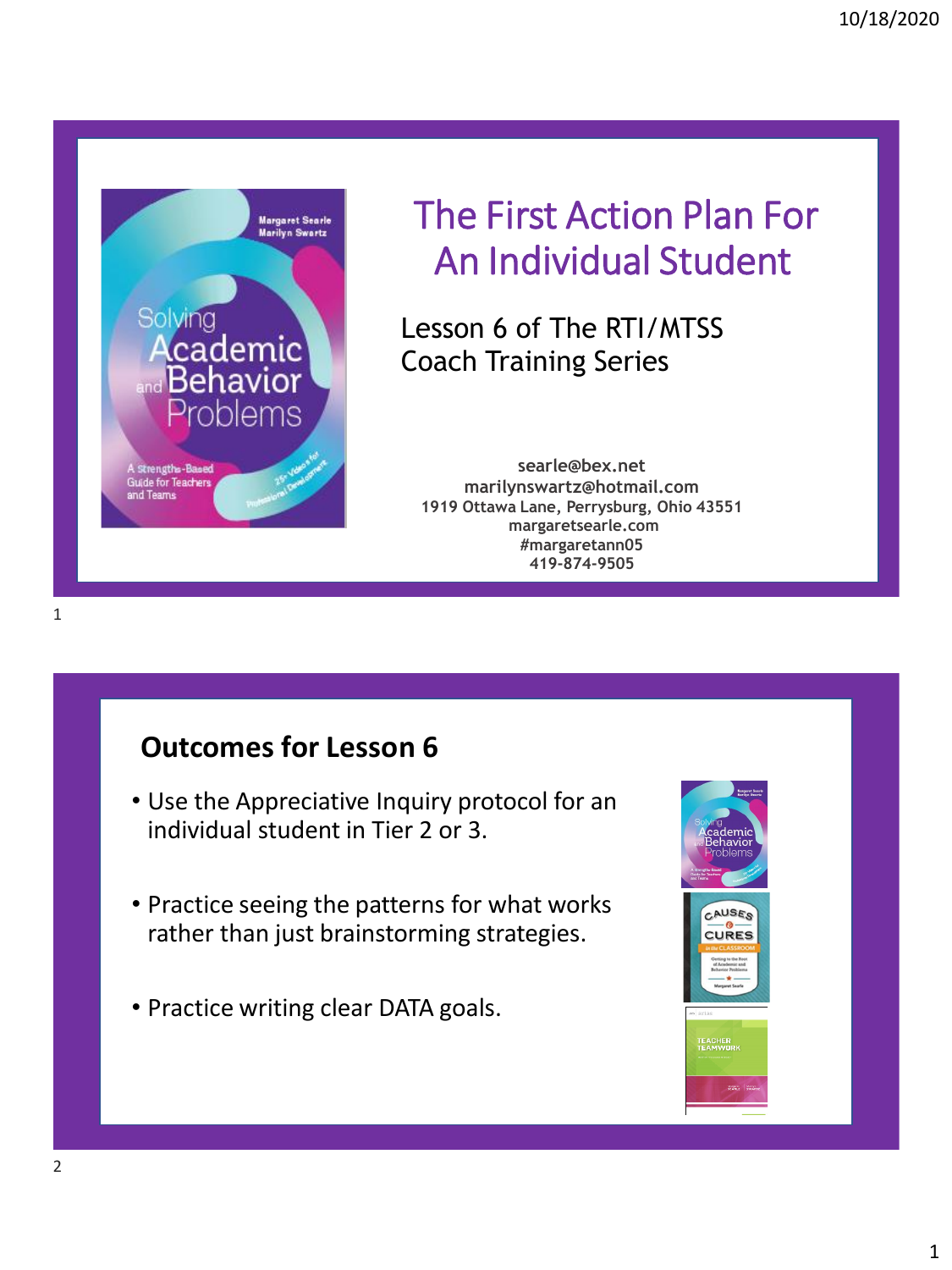# The First Action Plan For An Individual Student

Lesson 6 of The RTI/MTSS Coach Training Series

searle@bex.net
marilynswartz@hotmail.com
1919 Ottawa Lane, Perrysburg, Ohio 43551
margaretsearle.com
#margaretann05
419-874-9505

## Outcomes for Lesson 6

- Use the Appreciative Inquiry protocol for an individual student in Tier 2 or 3.
- Practice seeing the patterns for what works rather than just brainstorming strategies.
- Practice writing clear DATA goals.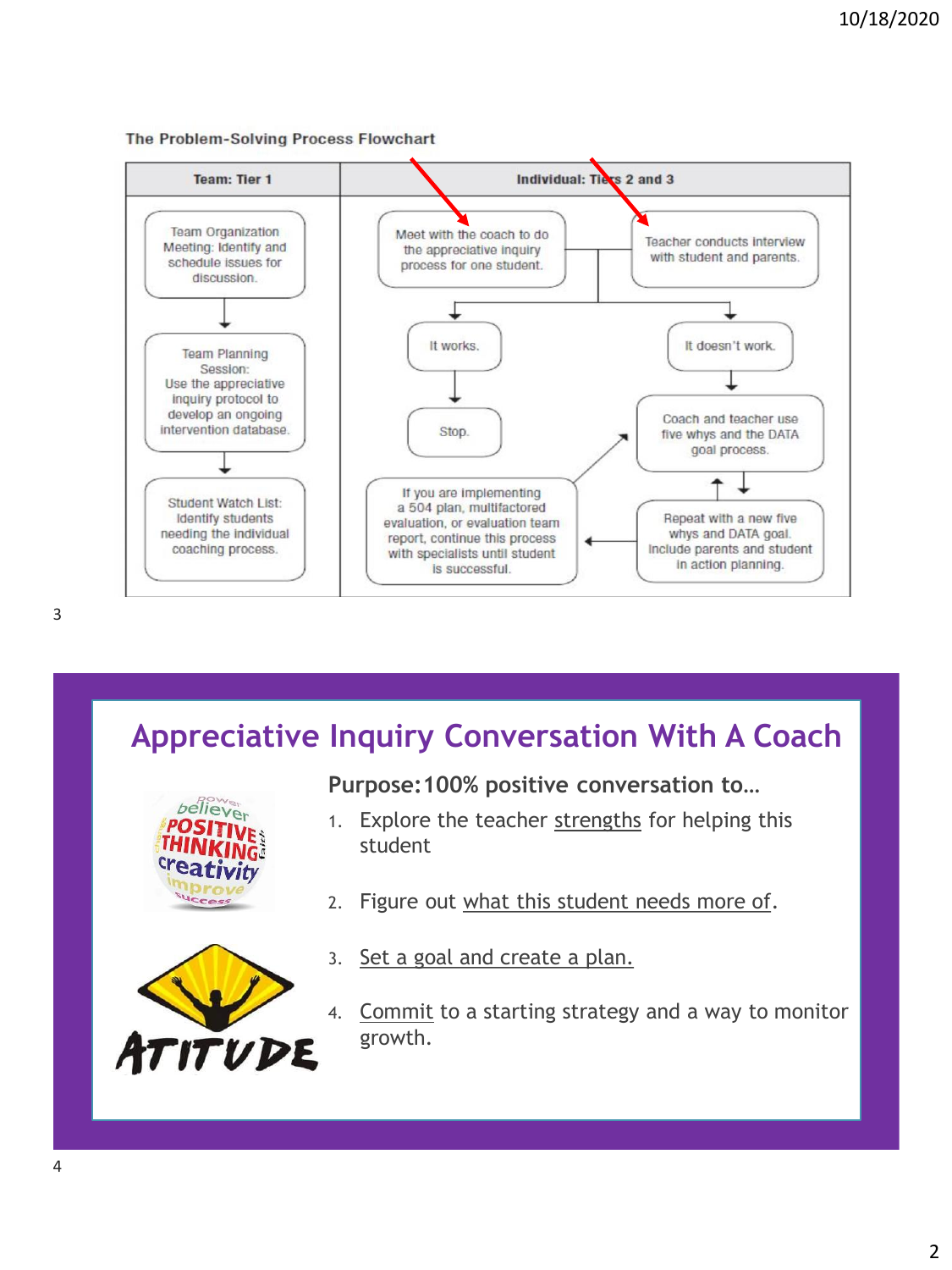**The Problem-Solving Process Flowchart**

| Team: Tier 1 | Individual: Tiers 2 and 3 |
|---|---|
| Team Organization Meeting: Identify and schedule issues for discussion. | Meet with the coach to do the appreciative inquiry process for one student. / Teacher conducts interview with student and parents. |
| Team Planning Session: Use the appreciative inquiry protocol to develop an ongoing intervention database. | It works. → Stop. / It doesn't work. → Coach and teacher use five whys and the DATA goal process. |
| Student Watch List: Identify students needing the individual coaching process. | Repeat with a new five whys and DATA goal. Include parents and student in action planning. → If you are implementing a 504 plan, multifactored evaluation, or evaluation team report, continue this process with specialists until student is successful. |

## Appreciative Inquiry Conversation With A Coach

**Purpose: 100% positive conversation to…**

1. Explore the teacher strengths for helping this student
2. Figure out what this student needs more of.
3. Set a goal and create a plan.
4. Commit to a starting strategy and a way to monitor growth.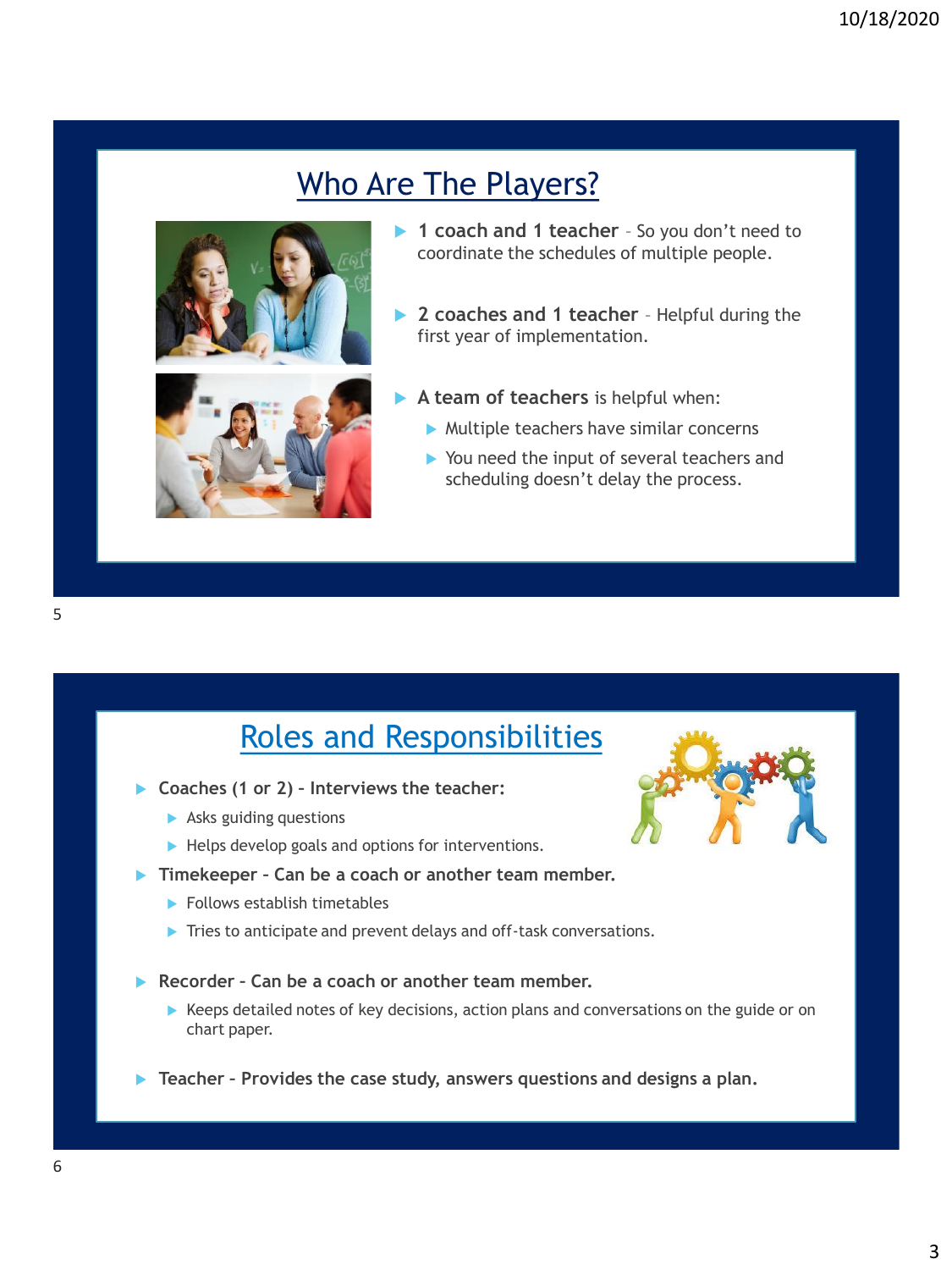## Who Are The Players?

- **1 coach and 1 teacher** – So you don't need to coordinate the schedules of multiple people.
- **2 coaches and 1 teacher** – Helpful during the first year of implementation.
- **A team of teachers** is helpful when:
  - Multiple teachers have similar concerns
  - You need the input of several teachers and scheduling doesn't delay the process.

## Roles and Responsibilities

- **Coaches (1 or 2) – Interviews the teacher:**
  - Asks guiding questions
  - Helps develop goals and options for interventions.
- **Timekeeper – Can be a coach or another team member.**
  - Follows establish timetables
  - Tries to anticipate and prevent delays and off-task conversations.
- **Recorder – Can be a coach or another team member.**
  - Keeps detailed notes of key decisions, action plans and conversations on the guide or on chart paper.
- **Teacher – Provides the case study, answers questions and designs a plan.**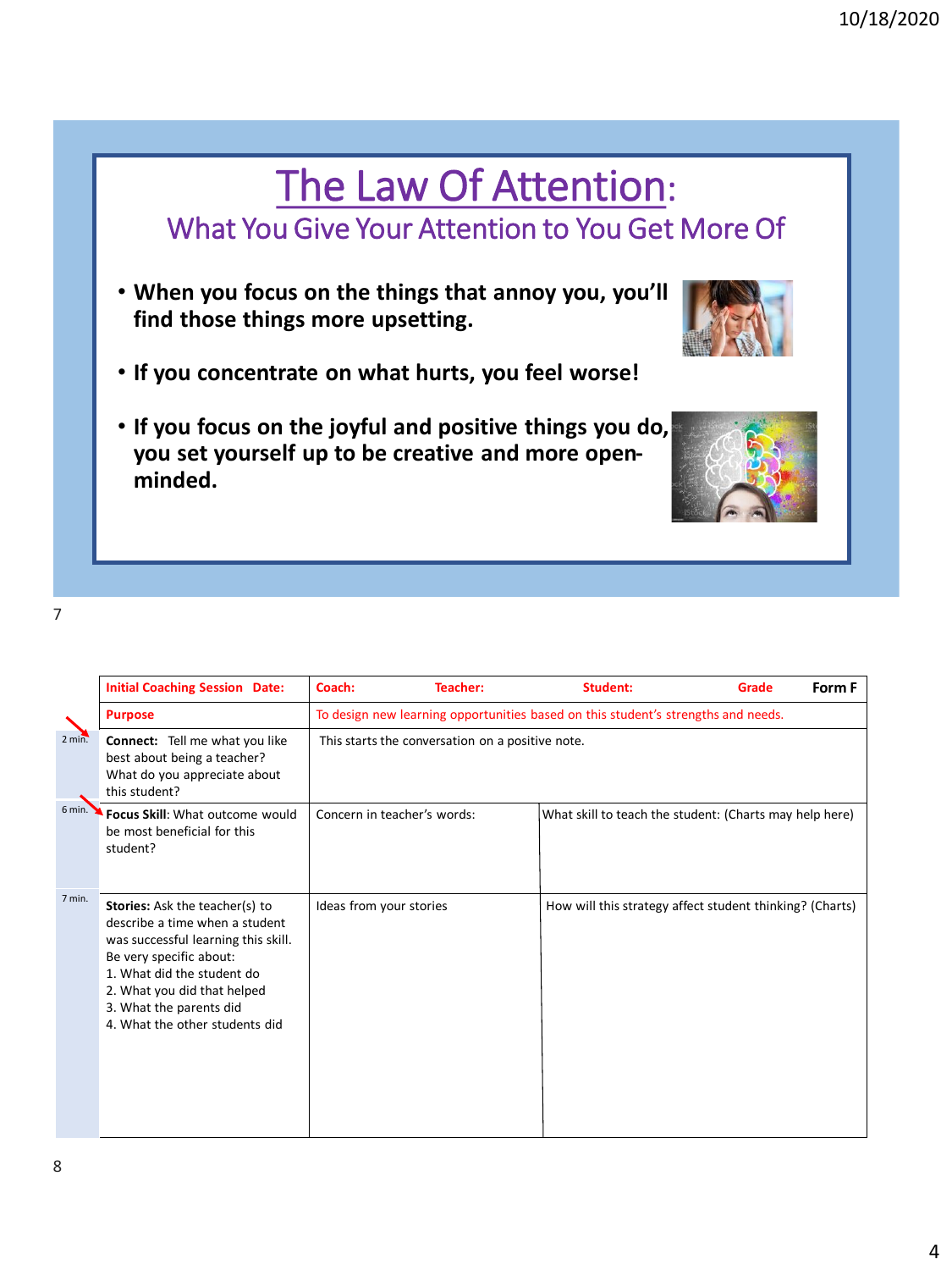# The Law Of Attention:

## What You Give Your Attention to You Get More Of

- **When you focus on the things that annoy you, you'll find those things more upsetting.**
- **If you concentrate on what hurts, you feel worse!**
- **If you focus on the joyful and positive things you do, you set yourself up to be creative and more open-minded.**

| | **Initial Coaching Session Date:** | **Coach:** **Teacher:** **Student:** **Grade** | **Form F** |
|---|---|---|---|
| | **Purpose** | To design new learning opportunities based on this student's strengths and needs. | |
| 2 min. | **Connect:** Tell me what you like best about being a teacher? What do you appreciate about this student? | This starts the conversation on a positive note. | |
| 6 min. | **Focus Skill**: What outcome would be most beneficial for this student? | Concern in teacher's words: | What skill to teach the student: (Charts may help here) |
| 7 min. | **Stories:** Ask the teacher(s) to describe a time when a student was successful learning this skill. Be very specific about:<br>1. What did the student do<br>2. What you did that helped<br>3. What the parents did<br>4. What the other students did | Ideas from your stories | How will this strategy affect student thinking? (Charts) |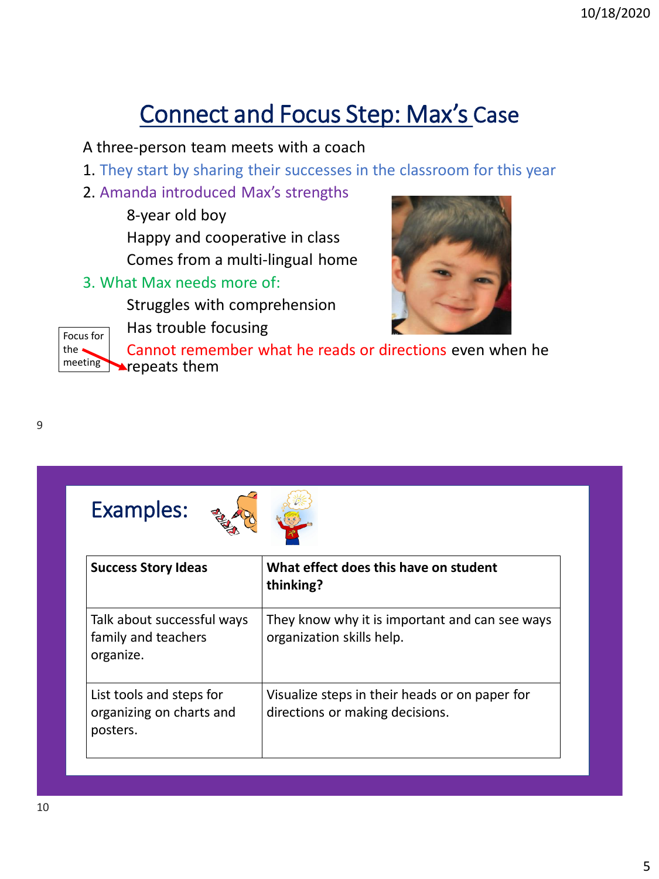# Connect and Focus Step: Max's Case

A three-person team meets with a coach

1. They start by sharing their successes in the classroom for this year
2. Amanda introduced Max's strengths
   - 8-year old boy
   - Happy and cooperative in class
   - Comes from a multi-lingual home
3. What Max needs more of:
   - Struggles with comprehension
   - Has trouble focusing
   - Cannot remember what he reads or directions even when he repeats them

Focus for the meeting

## Examples:

| Success Story Ideas | What effect does this have on student thinking? |
| --- | --- |
| Talk about successful ways family and teachers organize. | They know why it is important and can see ways organization skills help. |
| List tools and steps for organizing on charts and posters. | Visualize steps in their heads or on paper for directions or making decisions. |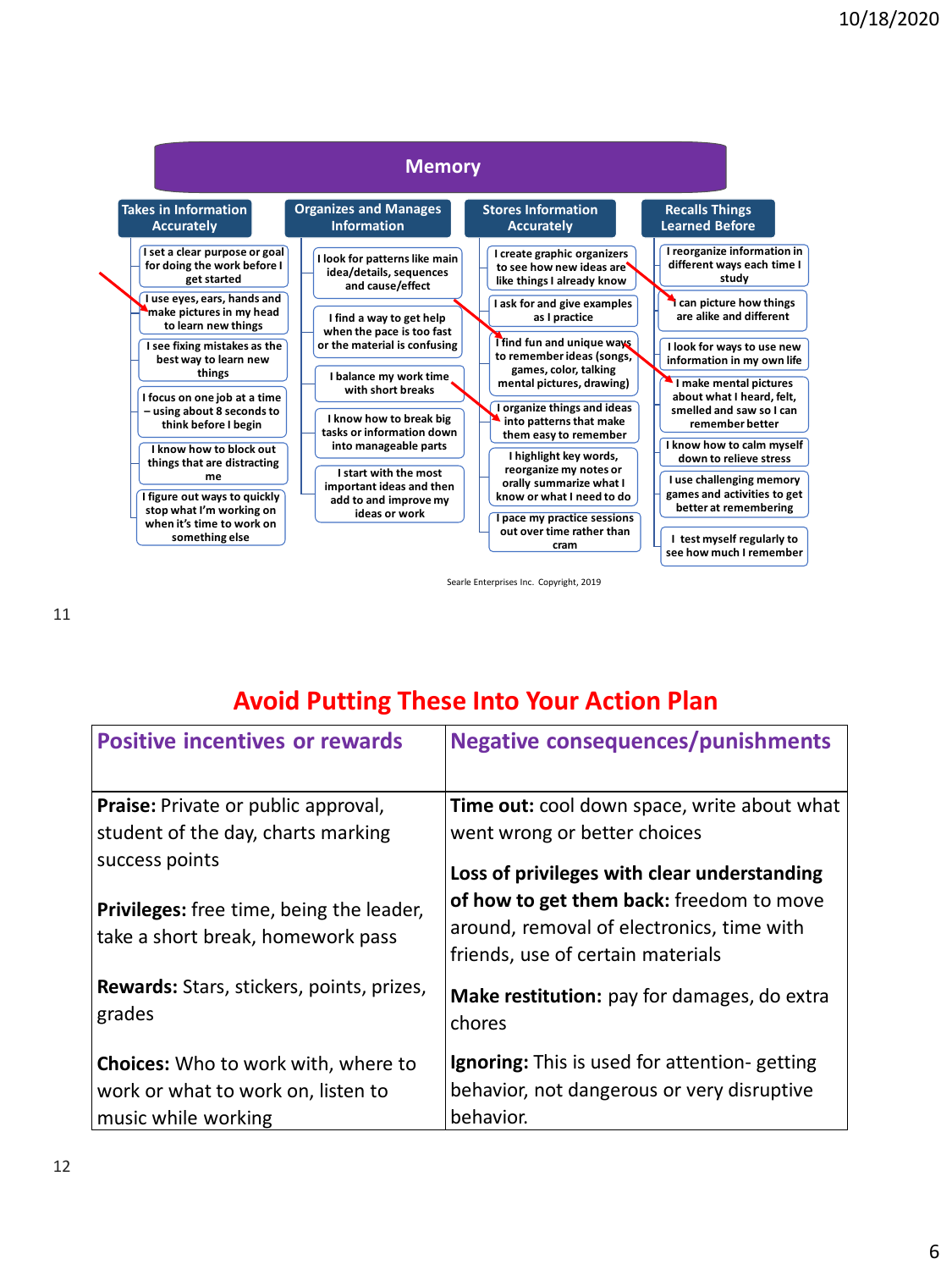# Memory

## Takes in Information Accurately

- I set a clear purpose or goal for doing the work before I get started
- I use eyes, ears, hands and make pictures in my head to learn new things
- I see fixing mistakes as the best way to learn new things
- I focus on one job at a time – using about 8 seconds to think before I begin
- I know how to block out things that are distracting me
- I figure out ways to quickly stop what I'm working on when it's time to work on something else

## Organizes and Manages Information

- I look for patterns like main idea/details, sequences and cause/effect
- I find a way to get help when the pace is too fast or the material is too confusing
- I balance my work time with short breaks
- I know how to break big tasks or information down into manageable parts
- I start with the most important ideas and then add to and improve my ideas or work

## Stores Information Accurately

- I create graphic organizers to see how new ideas are like things I already know
- I ask for and give examples as I practice
- I find fun and unique ways to remember ideas (songs, games, color, talking mental pictures, drawing)
- I organize things and ideas into patterns that make them easy to remember
- I highlight key words, reorganize my notes or orally summarize what I know or what I need to do
- I pace my practice sessions out over time rather than cram

## Recalls Things Learned Before

- I reorganize information in different ways each time I study
- I can picture how things are alike and different
- I look for ways to use new information in my own life
- I make mental pictures about what I heard, felt, smelled and saw so I can remember better
- I know how to calm myself down to relieve stress
- I use challenging memory games and activities to get better at remembering
- I test myself regularly to see how much I remember

Searle Enterprises Inc. Copyright, 2019

11

# Avoid Putting These Into Your Action Plan

| Positive incentives or rewards | Negative consequences/punishments |
|---|---|
| **Praise:** Private or public approval, student of the day, charts marking success points<br><br>**Privileges:** free time, being the leader, take a short break, homework pass<br><br>**Rewards:** Stars, stickers, points, prizes, grades<br><br>**Choices:** Who to work with, where to work or what to work on, listen to music while working | **Time out:** cool down space, write about what went wrong or better choices<br><br>**Loss of privileges with clear understanding of how to get them back:** freedom to move around, removal of electronics, time with friends, use of certain materials<br><br>**Make restitution:** pay for damages, do extra chores<br><br>**Ignoring:** This is used for attention- getting behavior, not dangerous or very disruptive behavior. |

12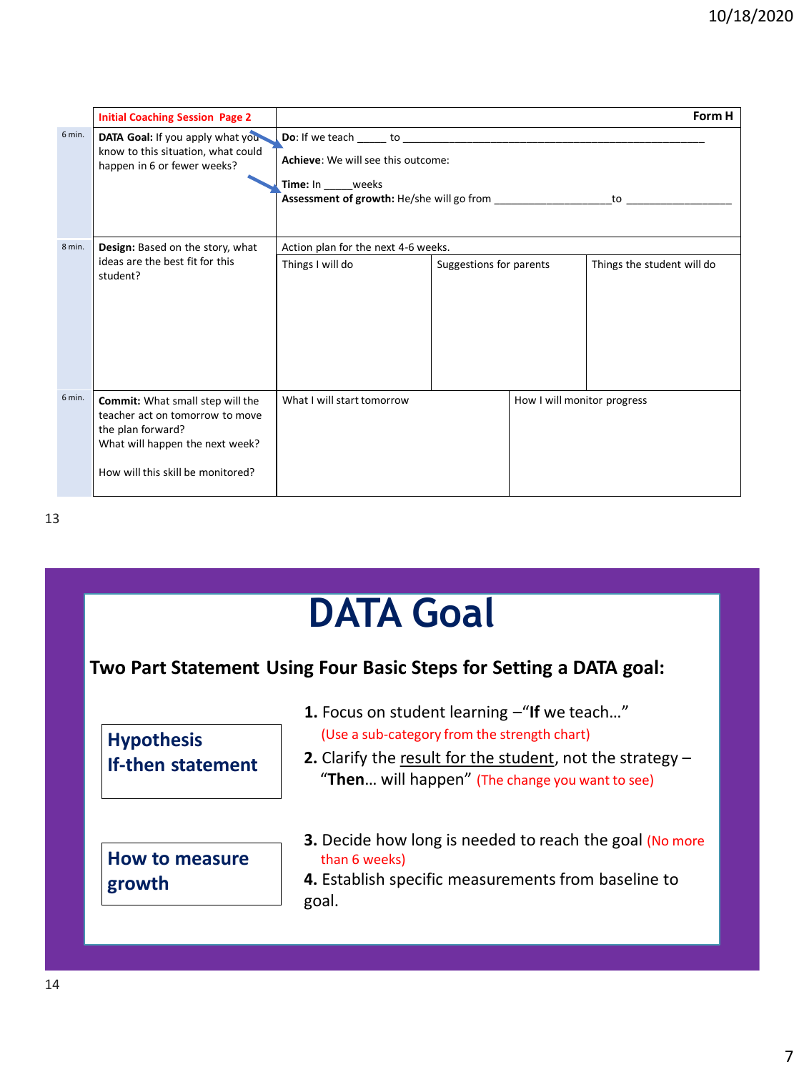| | Initial Coaching Session Page 2 | Form H | | |
|---|---|---|---|---|
| 6 min. | **DATA Goal:** If you apply what you know to this situation, what could happen in 6 or fewer weeks? | **Do**: If we teach _____ to ___________________________________________<br>**Achieve**: We will see this outcome:<br>**Time:** In _____weeks<br>**Assessment of growth:** He/she will go from ___________________to _________________ | | |
| 8 min. | **Design:** Based on the story, what ideas are the best fit for this student? | Action plan for the next 4-6 weeks.<br>Things I will do | Suggestions for parents | Things the student will do |
| 6 min. | **Commit:** What small step will the teacher act on tomorrow to move the plan forward?<br>What will happen the next week?<br><br>How will this skill be monitored? | What I will start tomorrow | How I will monitor progress | |

13

# DATA Goal

**Two Part Statement Using Four Basic Steps for Setting a DATA goal:**

**Hypothesis If-then statement**

**1.** Focus on student learning –"**If** we teach…" (Use a sub-category from the strength chart)

**2.** Clarify the result for the student, not the strategy – "**Then**… will happen" (The change you want to see)

**How to measure growth**

**3.** Decide how long is needed to reach the goal (No more than 6 weeks)

**4.** Establish specific measurements from baseline to goal.

14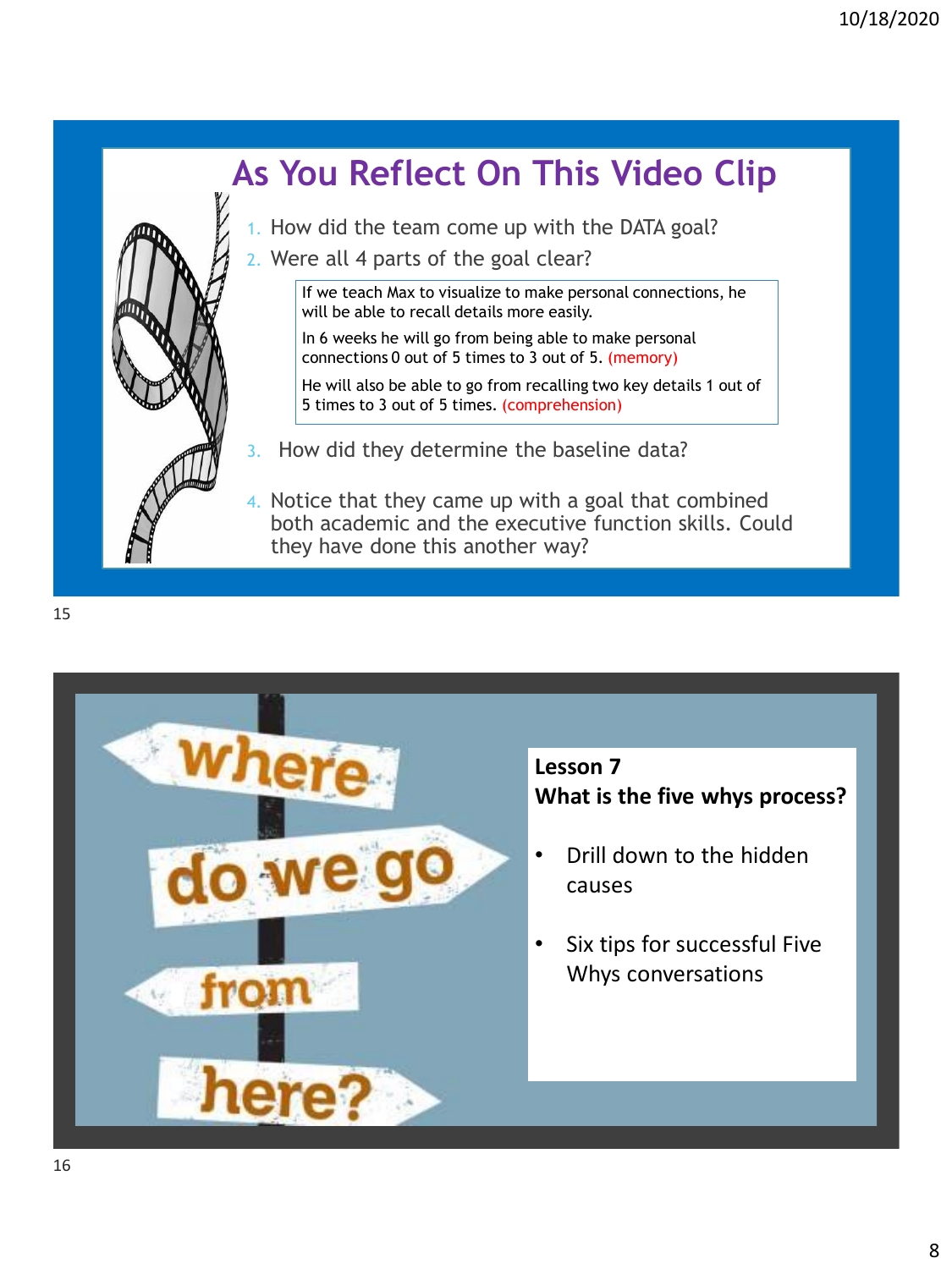## As You Reflect On This Video Clip

1. How did the team come up with the DATA goal?
2. Were all 4 parts of the goal clear?

> If we teach Max to visualize to make personal connections, he will be able to recall details more easily.
>
> In 6 weeks he will go from being able to make personal connections 0 out of 5 times to 3 out of 5. (memory)
>
> He will also be able to go from recalling two key details 1 out of 5 times to 3 out of 5 times. (comprehension)

3. How did they determine the baseline data?
4. Notice that they came up with a goal that combined both academic and the executive function skills. Could they have done this another way?

where do we go from here?

**Lesson 7**
**What is the five whys process?**

- Drill down to the hidden causes
- Six tips for successful Five Whys conversations